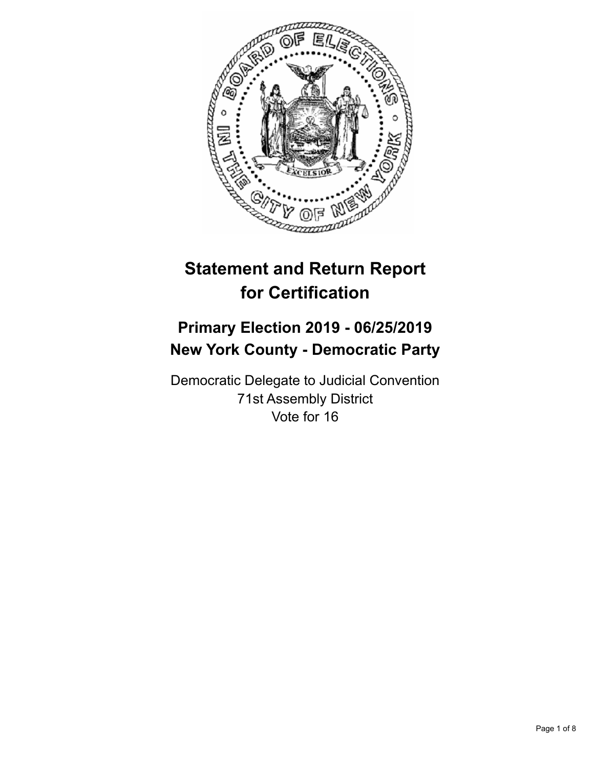# Statement and Return Report for Certification

## Primary Election 2019 - 06/25/2019
## New York County - Democratic Party

Democratic Delegate to Judicial Convention
71st Assembly District
Vote for 16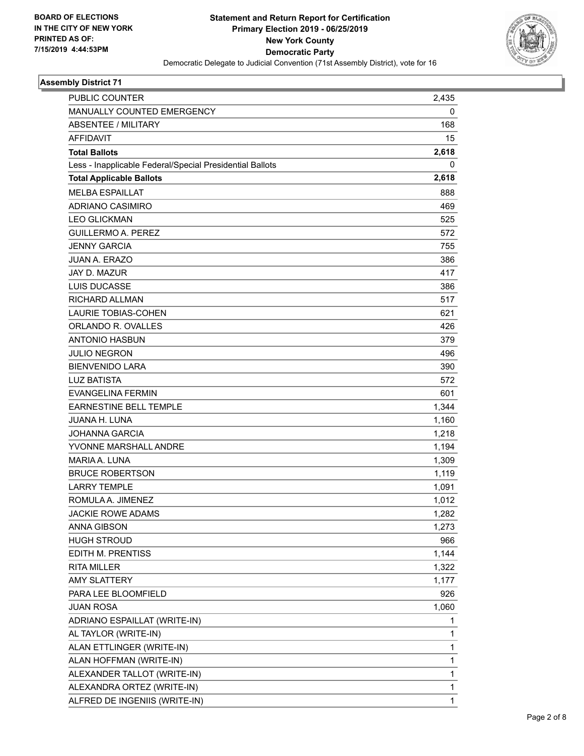BOARD OF ELECTIONS
IN THE CITY OF NEW YORK
PRINTED AS OF:
7/15/2019 4:44:53PM

**Statement and Return Report for Certification**
**Primary Election 2019 - 06/25/2019**
**New York County**
**Democratic Party**
Democratic Delegate to Judicial Convention (71st Assembly District), vote for 16

## Assembly District 71

| | |
|---|---|
| PUBLIC COUNTER | 2,435 |
| MANUALLY COUNTED EMERGENCY | 0 |
| ABSENTEE / MILITARY | 168 |
| AFFIDAVIT | 15 |
| **Total Ballots** | **2,618** |
| Less - Inapplicable Federal/Special Presidential Ballots | 0 |
| **Total Applicable Ballots** | **2,618** |
| MELBA ESPAILLAT | 888 |
| ADRIANO CASIMIRO | 469 |
| LEO GLICKMAN | 525 |
| GUILLERMO A. PEREZ | 572 |
| JENNY GARCIA | 755 |
| JUAN A. ERAZO | 386 |
| JAY D. MAZUR | 417 |
| LUIS DUCASSE | 386 |
| RICHARD ALLMAN | 517 |
| LAURIE TOBIAS-COHEN | 621 |
| ORLANDO R. OVALLES | 426 |
| ANTONIO HASBUN | 379 |
| JULIO NEGRON | 496 |
| BIENVENIDO LARA | 390 |
| LUZ BATISTA | 572 |
| EVANGELINA FERMIN | 601 |
| EARNESTINE BELL TEMPLE | 1,344 |
| JUANA H. LUNA | 1,160 |
| JOHANNA GARCIA | 1,218 |
| YVONNE MARSHALL ANDRE | 1,194 |
| MARIA A. LUNA | 1,309 |
| BRUCE ROBERTSON | 1,119 |
| LARRY TEMPLE | 1,091 |
| ROMULA A. JIMENEZ | 1,012 |
| JACKIE ROWE ADAMS | 1,282 |
| ANNA GIBSON | 1,273 |
| HUGH STROUD | 966 |
| EDITH M. PRENTISS | 1,144 |
| RITA MILLER | 1,322 |
| AMY SLATTERY | 1,177 |
| PARA LEE BLOOMFIELD | 926 |
| JUAN ROSA | 1,060 |
| ADRIANO ESPAILLAT (WRITE-IN) | 1 |
| AL TAYLOR (WRITE-IN) | 1 |
| ALAN ETTLINGER (WRITE-IN) | 1 |
| ALAN HOFFMAN (WRITE-IN) | 1 |
| ALEXANDER TALLOT (WRITE-IN) | 1 |
| ALEXANDRA ORTEZ (WRITE-IN) | 1 |
| ALFRED DE INGENIIS (WRITE-IN) | 1 |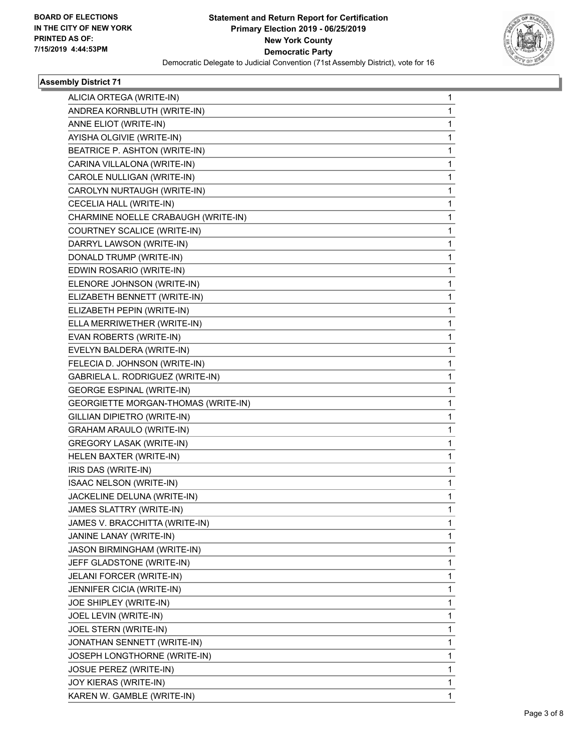**BOARD OF ELECTIONS IN THE CITY OF NEW YORK PRINTED AS OF: 7/15/2019 4:44:53PM**

**Statement and Return Report for Certification**
**Primary Election 2019 - 06/25/2019**
**New York County**
**Democratic Party**
Democratic Delegate to Judicial Convention (71st Assembly District), vote for 16

### Assembly District 71

| | |
|---|---|
| ALICIA ORTEGA (WRITE-IN) | 1 |
| ANDREA KORNBLUTH (WRITE-IN) | 1 |
| ANNE ELIOT (WRITE-IN) | 1 |
| AYISHA OLGIVIE (WRITE-IN) | 1 |
| BEATRICE P. ASHTON (WRITE-IN) | 1 |
| CARINA VILLALONA (WRITE-IN) | 1 |
| CAROLE NULLIGAN (WRITE-IN) | 1 |
| CAROLYN NURTAUGH (WRITE-IN) | 1 |
| CECELIA HALL (WRITE-IN) | 1 |
| CHARMINE NOELLE CRABAUGH (WRITE-IN) | 1 |
| COURTNEY SCALICE (WRITE-IN) | 1 |
| DARRYL LAWSON (WRITE-IN) | 1 |
| DONALD TRUMP (WRITE-IN) | 1 |
| EDWIN ROSARIO (WRITE-IN) | 1 |
| ELENORE JOHNSON (WRITE-IN) | 1 |
| ELIZABETH BENNETT (WRITE-IN) | 1 |
| ELIZABETH PEPIN (WRITE-IN) | 1 |
| ELLA MERRIWETHER (WRITE-IN) | 1 |
| EVAN ROBERTS (WRITE-IN) | 1 |
| EVELYN BALDERA (WRITE-IN) | 1 |
| FELECIA D. JOHNSON (WRITE-IN) | 1 |
| GABRIELA L. RODRIGUEZ (WRITE-IN) | 1 |
| GEORGE ESPINAL (WRITE-IN) | 1 |
| GEORGIETTE MORGAN-THOMAS (WRITE-IN) | 1 |
| GILLIAN DIPIETRO (WRITE-IN) | 1 |
| GRAHAM ARAULO (WRITE-IN) | 1 |
| GREGORY LASAK (WRITE-IN) | 1 |
| HELEN BAXTER (WRITE-IN) | 1 |
| IRIS DAS (WRITE-IN) | 1 |
| ISAAC NELSON (WRITE-IN) | 1 |
| JACKELINE DELUNA (WRITE-IN) | 1 |
| JAMES SLATTRY (WRITE-IN) | 1 |
| JAMES V. BRACCHITTA (WRITE-IN) | 1 |
| JANINE LANAY (WRITE-IN) | 1 |
| JASON BIRMINGHAM (WRITE-IN) | 1 |
| JEFF GLADSTONE (WRITE-IN) | 1 |
| JELANI FORCER (WRITE-IN) | 1 |
| JENNIFER CICIA (WRITE-IN) | 1 |
| JOE SHIPLEY (WRITE-IN) | 1 |
| JOEL LEVIN (WRITE-IN) | 1 |
| JOEL STERN (WRITE-IN) | 1 |
| JONATHAN SENNETT (WRITE-IN) | 1 |
| JOSEPH LONGTHORNE (WRITE-IN) | 1 |
| JOSUE PEREZ (WRITE-IN) | 1 |
| JOY KIERAS (WRITE-IN) | 1 |
| KAREN W. GAMBLE (WRITE-IN) | 1 |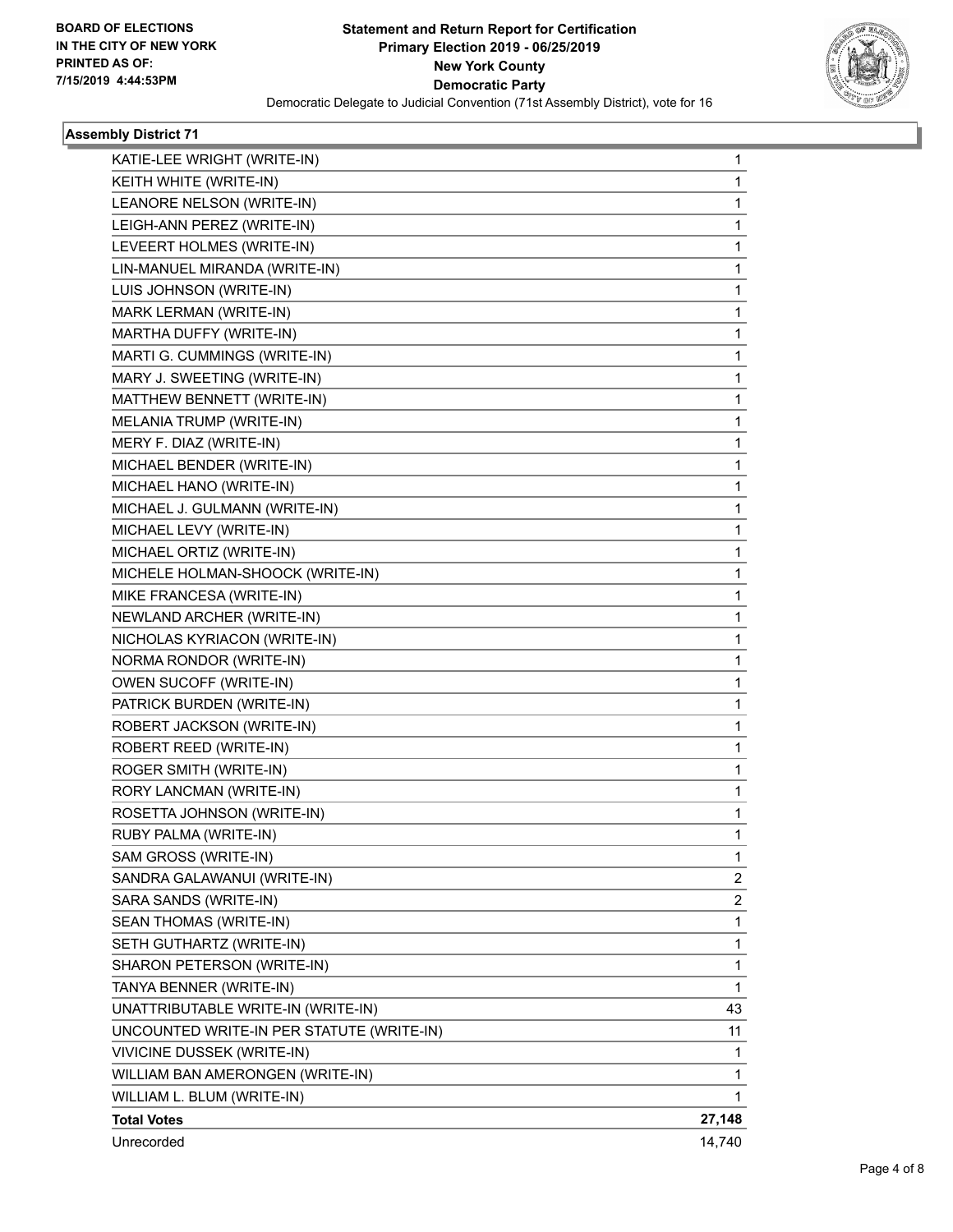**Statement and Return Report for Certification**
**Primary Election 2019 - 06/25/2019**
**New York County**
**Democratic Party**
Democratic Delegate to Judicial Convention (71st Assembly District), vote for 16

BOARD OF ELECTIONS IN THE CITY OF NEW YORK PRINTED AS OF: 7/15/2019 4:44:53PM

### Assembly District 71

| | |
|---|---|
| KATIE-LEE WRIGHT (WRITE-IN) | 1 |
| KEITH WHITE (WRITE-IN) | 1 |
| LEANORE NELSON (WRITE-IN) | 1 |
| LEIGH-ANN PEREZ (WRITE-IN) | 1 |
| LEVEERT HOLMES (WRITE-IN) | 1 |
| LIN-MANUEL MIRANDA (WRITE-IN) | 1 |
| LUIS JOHNSON (WRITE-IN) | 1 |
| MARK LERMAN (WRITE-IN) | 1 |
| MARTHA DUFFY (WRITE-IN) | 1 |
| MARTI G. CUMMINGS (WRITE-IN) | 1 |
| MARY J. SWEETING (WRITE-IN) | 1 |
| MATTHEW BENNETT (WRITE-IN) | 1 |
| MELANIA TRUMP (WRITE-IN) | 1 |
| MERY F. DIAZ (WRITE-IN) | 1 |
| MICHAEL BENDER (WRITE-IN) | 1 |
| MICHAEL HANO (WRITE-IN) | 1 |
| MICHAEL J. GULMANN (WRITE-IN) | 1 |
| MICHAEL LEVY (WRITE-IN) | 1 |
| MICHAEL ORTIZ (WRITE-IN) | 1 |
| MICHELE HOLMAN-SHOOCK (WRITE-IN) | 1 |
| MIKE FRANCESA (WRITE-IN) | 1 |
| NEWLAND ARCHER (WRITE-IN) | 1 |
| NICHOLAS KYRIACON (WRITE-IN) | 1 |
| NORMA RONDOR (WRITE-IN) | 1 |
| OWEN SUCOFF (WRITE-IN) | 1 |
| PATRICK BURDEN (WRITE-IN) | 1 |
| ROBERT JACKSON (WRITE-IN) | 1 |
| ROBERT REED (WRITE-IN) | 1 |
| ROGER SMITH (WRITE-IN) | 1 |
| RORY LANCMAN (WRITE-IN) | 1 |
| ROSETTA JOHNSON (WRITE-IN) | 1 |
| RUBY PALMA (WRITE-IN) | 1 |
| SAM GROSS (WRITE-IN) | 1 |
| SANDRA GALAWANUI (WRITE-IN) | 2 |
| SARA SANDS (WRITE-IN) | 2 |
| SEAN THOMAS (WRITE-IN) | 1 |
| SETH GUTHARTZ (WRITE-IN) | 1 |
| SHARON PETERSON (WRITE-IN) | 1 |
| TANYA BENNER (WRITE-IN) | 1 |
| UNATTRIBUTABLE WRITE-IN (WRITE-IN) | 43 |
| UNCOUNTED WRITE-IN PER STATUTE (WRITE-IN) | 11 |
| VIVICINE DUSSEK (WRITE-IN) | 1 |
| WILLIAM BAN AMERONGEN (WRITE-IN) | 1 |
| WILLIAM L. BLUM (WRITE-IN) | 1 |
| **Total Votes** | **27,148** |
| Unrecorded | 14,740 |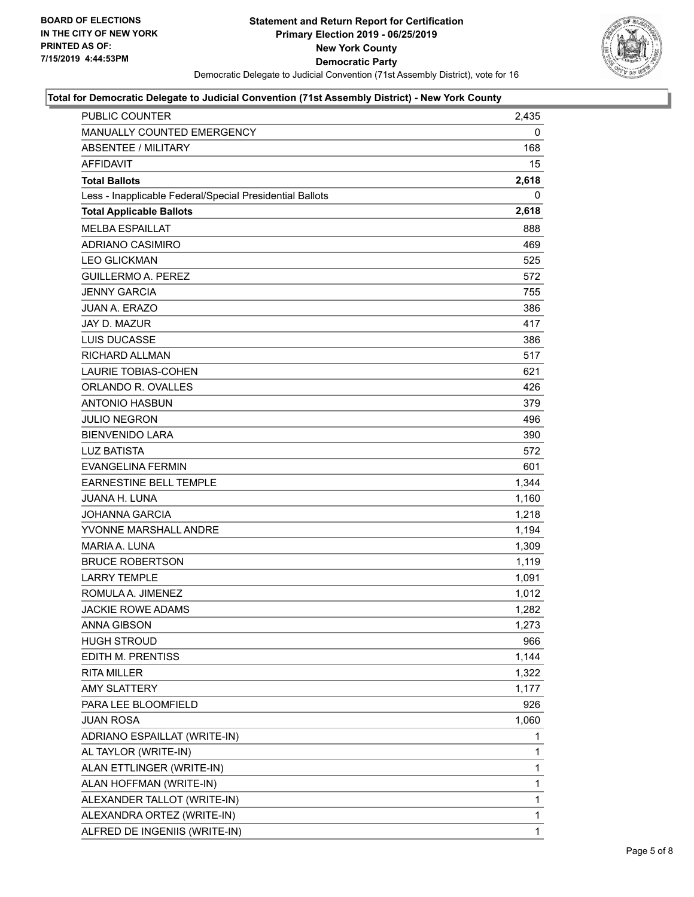**Statement and Return Report for Certification**
**Primary Election 2019 - 06/25/2019**
**New York County**
**Democratic Party**

Democratic Delegate to Judicial Convention (71st Assembly District), vote for 16

BOARD OF ELECTIONS IN THE CITY OF NEW YORK PRINTED AS OF: 7/15/2019 4:44:53PM

### Total for Democratic Delegate to Judicial Convention (71st Assembly District) - New York County

| | |
|---|---|
| PUBLIC COUNTER | 2,435 |
| MANUALLY COUNTED EMERGENCY | 0 |
| ABSENTEE / MILITARY | 168 |
| AFFIDAVIT | 15 |
| **Total Ballots** | **2,618** |
| Less - Inapplicable Federal/Special Presidential Ballots | 0 |
| **Total Applicable Ballots** | **2,618** |
| MELBA ESPAILLAT | 888 |
| ADRIANO CASIMIRO | 469 |
| LEO GLICKMAN | 525 |
| GUILLERMO A. PEREZ | 572 |
| JENNY GARCIA | 755 |
| JUAN A. ERAZO | 386 |
| JAY D. MAZUR | 417 |
| LUIS DUCASSE | 386 |
| RICHARD ALLMAN | 517 |
| LAURIE TOBIAS-COHEN | 621 |
| ORLANDO R. OVALLES | 426 |
| ANTONIO HASBUN | 379 |
| JULIO NEGRON | 496 |
| BIENVENIDO LARA | 390 |
| LUZ BATISTA | 572 |
| EVANGELINA FERMIN | 601 |
| EARNESTINE BELL TEMPLE | 1,344 |
| JUANA H. LUNA | 1,160 |
| JOHANNA GARCIA | 1,218 |
| YVONNE MARSHALL ANDRE | 1,194 |
| MARIA A. LUNA | 1,309 |
| BRUCE ROBERTSON | 1,119 |
| LARRY TEMPLE | 1,091 |
| ROMULA A. JIMENEZ | 1,012 |
| JACKIE ROWE ADAMS | 1,282 |
| ANNA GIBSON | 1,273 |
| HUGH STROUD | 966 |
| EDITH M. PRENTISS | 1,144 |
| RITA MILLER | 1,322 |
| AMY SLATTERY | 1,177 |
| PARA LEE BLOOMFIELD | 926 |
| JUAN ROSA | 1,060 |
| ADRIANO ESPAILLAT (WRITE-IN) | 1 |
| AL TAYLOR (WRITE-IN) | 1 |
| ALAN ETTLINGER (WRITE-IN) | 1 |
| ALAN HOFFMAN (WRITE-IN) | 1 |
| ALEXANDER TALLOT (WRITE-IN) | 1 |
| ALEXANDRA ORTEZ (WRITE-IN) | 1 |
| ALFRED DE INGENIIS (WRITE-IN) | 1 |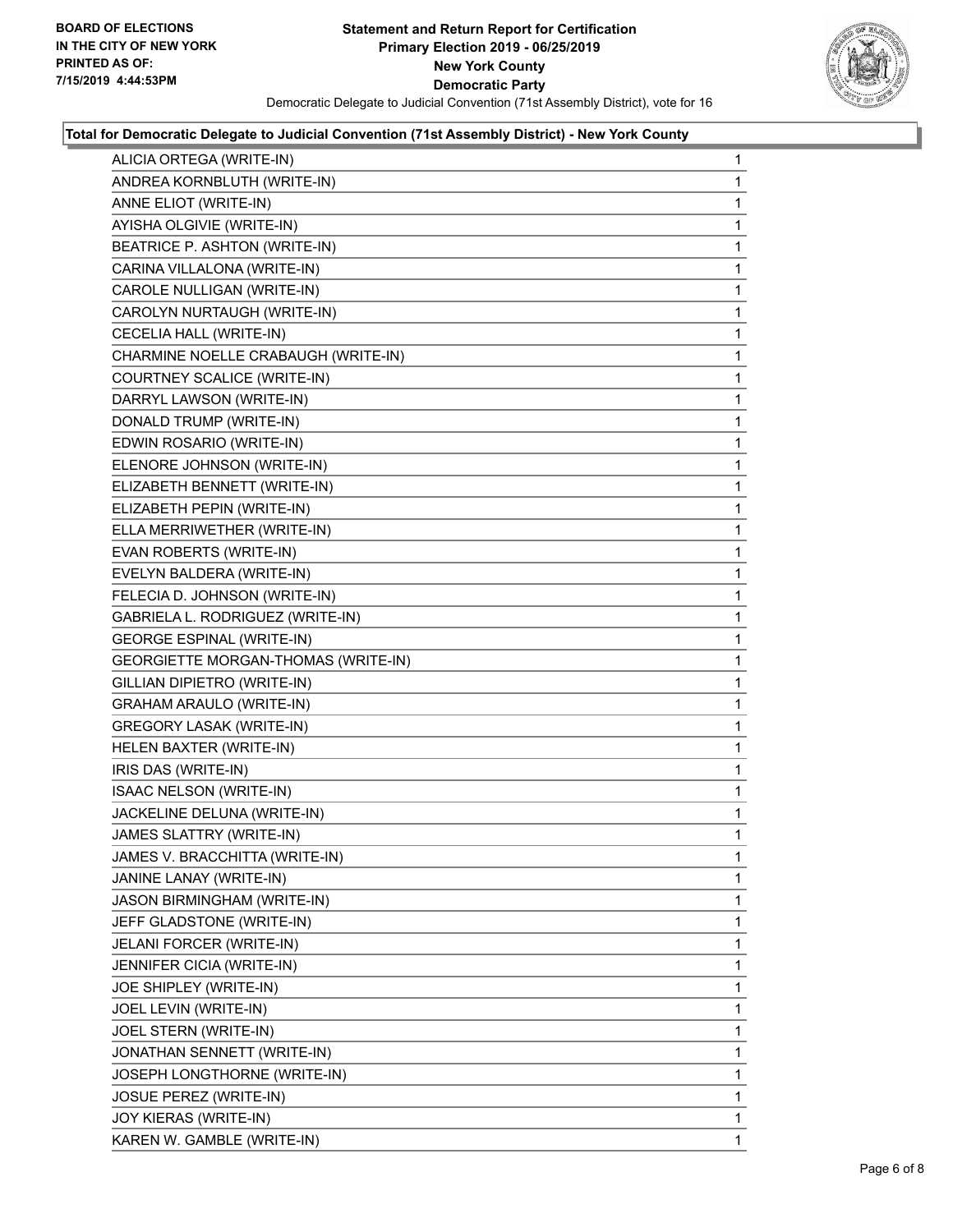**Total for Democratic Delegate to Judicial Convention (71st Assembly District) - New York County**

| Candidate | Votes |
|---|---|
| ALICIA ORTEGA (WRITE-IN) | 1 |
| ANDREA KORNBLUTH (WRITE-IN) | 1 |
| ANNE ELIOT (WRITE-IN) | 1 |
| AYISHA OLGIVIE (WRITE-IN) | 1 |
| BEATRICE P. ASHTON (WRITE-IN) | 1 |
| CARINA VILLALONA (WRITE-IN) | 1 |
| CAROLE NULLIGAN (WRITE-IN) | 1 |
| CAROLYN NURTAUGH (WRITE-IN) | 1 |
| CECELIA HALL (WRITE-IN) | 1 |
| CHARMINE NOELLE CRABAUGH (WRITE-IN) | 1 |
| COURTNEY SCALICE (WRITE-IN) | 1 |
| DARRYL LAWSON (WRITE-IN) | 1 |
| DONALD TRUMP (WRITE-IN) | 1 |
| EDWIN ROSARIO (WRITE-IN) | 1 |
| ELENORE JOHNSON (WRITE-IN) | 1 |
| ELIZABETH BENNETT (WRITE-IN) | 1 |
| ELIZABETH PEPIN (WRITE-IN) | 1 |
| ELLA MERRIWETHER (WRITE-IN) | 1 |
| EVAN ROBERTS (WRITE-IN) | 1 |
| EVELYN BALDERA (WRITE-IN) | 1 |
| FELECIA D. JOHNSON (WRITE-IN) | 1 |
| GABRIELA L. RODRIGUEZ (WRITE-IN) | 1 |
| GEORGE ESPINAL (WRITE-IN) | 1 |
| GEORGIETTE MORGAN-THOMAS (WRITE-IN) | 1 |
| GILLIAN DIPIETRO (WRITE-IN) | 1 |
| GRAHAM ARAULO (WRITE-IN) | 1 |
| GREGORY LASAK (WRITE-IN) | 1 |
| HELEN BAXTER (WRITE-IN) | 1 |
| IRIS DAS (WRITE-IN) | 1 |
| ISAAC NELSON (WRITE-IN) | 1 |
| JACKELINE DELUNA (WRITE-IN) | 1 |
| JAMES SLATTRY (WRITE-IN) | 1 |
| JAMES V. BRACCHITTA (WRITE-IN) | 1 |
| JANINE LANAY (WRITE-IN) | 1 |
| JASON BIRMINGHAM (WRITE-IN) | 1 |
| JEFF GLADSTONE (WRITE-IN) | 1 |
| JELANI FORCER (WRITE-IN) | 1 |
| JENNIFER CICIA (WRITE-IN) | 1 |
| JOE SHIPLEY (WRITE-IN) | 1 |
| JOEL LEVIN (WRITE-IN) | 1 |
| JOEL STERN (WRITE-IN) | 1 |
| JONATHAN SENNETT (WRITE-IN) | 1 |
| JOSEPH LONGTHORNE (WRITE-IN) | 1 |
| JOSUE PEREZ (WRITE-IN) | 1 |
| JOY KIERAS (WRITE-IN) | 1 |
| KAREN W. GAMBLE (WRITE-IN) | 1 |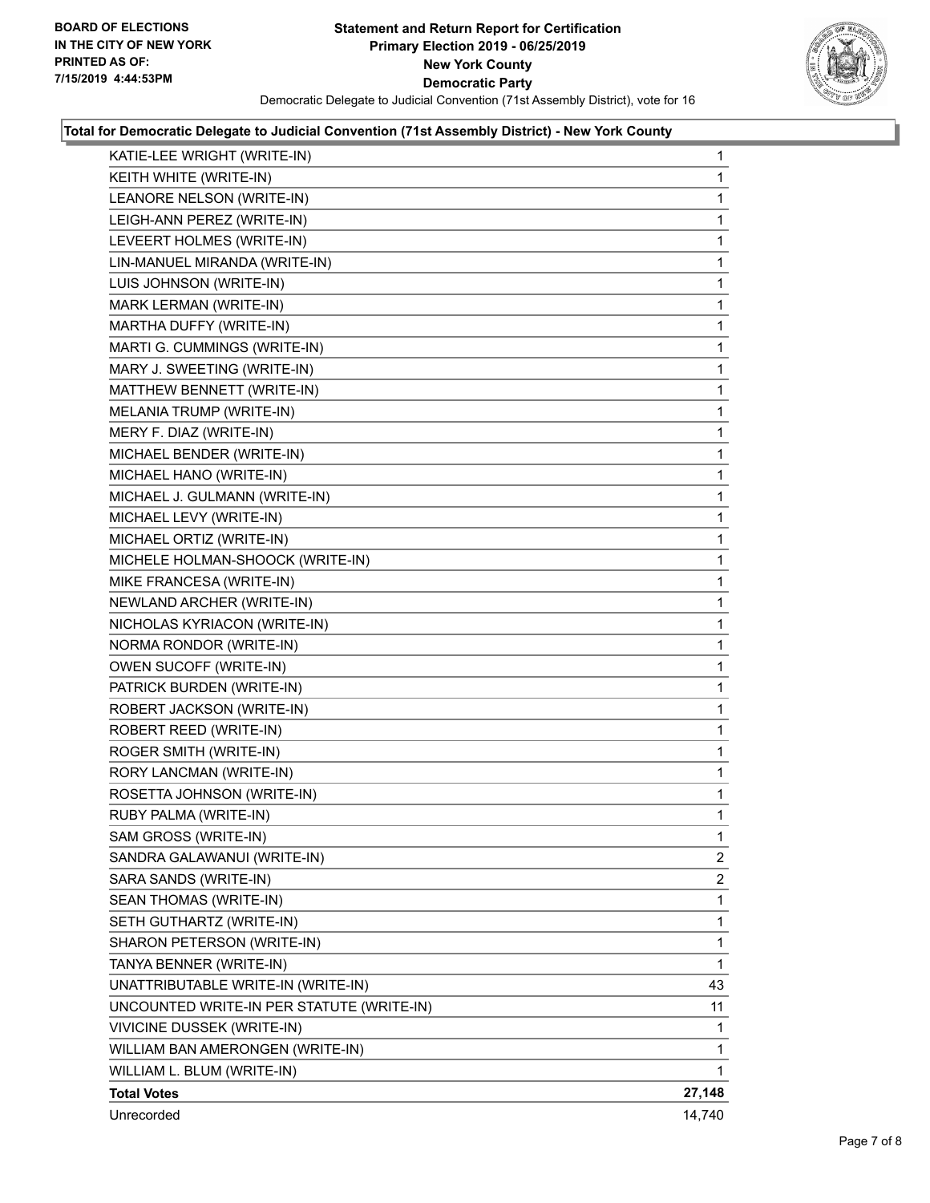**Total for Democratic Delegate to Judicial Convention (71st Assembly District) - New York County**

| | |
|---|---|
| KATIE-LEE WRIGHT (WRITE-IN) | 1 |
| KEITH WHITE (WRITE-IN) | 1 |
| LEANORE NELSON (WRITE-IN) | 1 |
| LEIGH-ANN PEREZ (WRITE-IN) | 1 |
| LEVEERT HOLMES (WRITE-IN) | 1 |
| LIN-MANUEL MIRANDA (WRITE-IN) | 1 |
| LUIS JOHNSON (WRITE-IN) | 1 |
| MARK LERMAN (WRITE-IN) | 1 |
| MARTHA DUFFY (WRITE-IN) | 1 |
| MARTI G. CUMMINGS (WRITE-IN) | 1 |
| MARY J. SWEETING (WRITE-IN) | 1 |
| MATTHEW BENNETT (WRITE-IN) | 1 |
| MELANIA TRUMP (WRITE-IN) | 1 |
| MERY F. DIAZ (WRITE-IN) | 1 |
| MICHAEL BENDER (WRITE-IN) | 1 |
| MICHAEL HANO (WRITE-IN) | 1 |
| MICHAEL J. GULMANN (WRITE-IN) | 1 |
| MICHAEL LEVY (WRITE-IN) | 1 |
| MICHAEL ORTIZ (WRITE-IN) | 1 |
| MICHELE HOLMAN-SHOOCK (WRITE-IN) | 1 |
| MIKE FRANCESA (WRITE-IN) | 1 |
| NEWLAND ARCHER (WRITE-IN) | 1 |
| NICHOLAS KYRIACON (WRITE-IN) | 1 |
| NORMA RONDOR (WRITE-IN) | 1 |
| OWEN SUCOFF (WRITE-IN) | 1 |
| PATRICK BURDEN (WRITE-IN) | 1 |
| ROBERT JACKSON (WRITE-IN) | 1 |
| ROBERT REED (WRITE-IN) | 1 |
| ROGER SMITH (WRITE-IN) | 1 |
| RORY LANCMAN (WRITE-IN) | 1 |
| ROSETTA JOHNSON (WRITE-IN) | 1 |
| RUBY PALMA (WRITE-IN) | 1 |
| SAM GROSS (WRITE-IN) | 1 |
| SANDRA GALAWANUI (WRITE-IN) | 2 |
| SARA SANDS (WRITE-IN) | 2 |
| SEAN THOMAS (WRITE-IN) | 1 |
| SETH GUTHARTZ (WRITE-IN) | 1 |
| SHARON PETERSON (WRITE-IN) | 1 |
| TANYA BENNER (WRITE-IN) | 1 |
| UNATTRIBUTABLE WRITE-IN (WRITE-IN) | 43 |
| UNCOUNTED WRITE-IN PER STATUTE (WRITE-IN) | 11 |
| VIVICINE DUSSEK (WRITE-IN) | 1 |
| WILLIAM BAN AMERONGEN (WRITE-IN) | 1 |
| WILLIAM L. BLUM (WRITE-IN) | 1 |
| **Total Votes** | **27,148** |
| Unrecorded | 14,740 |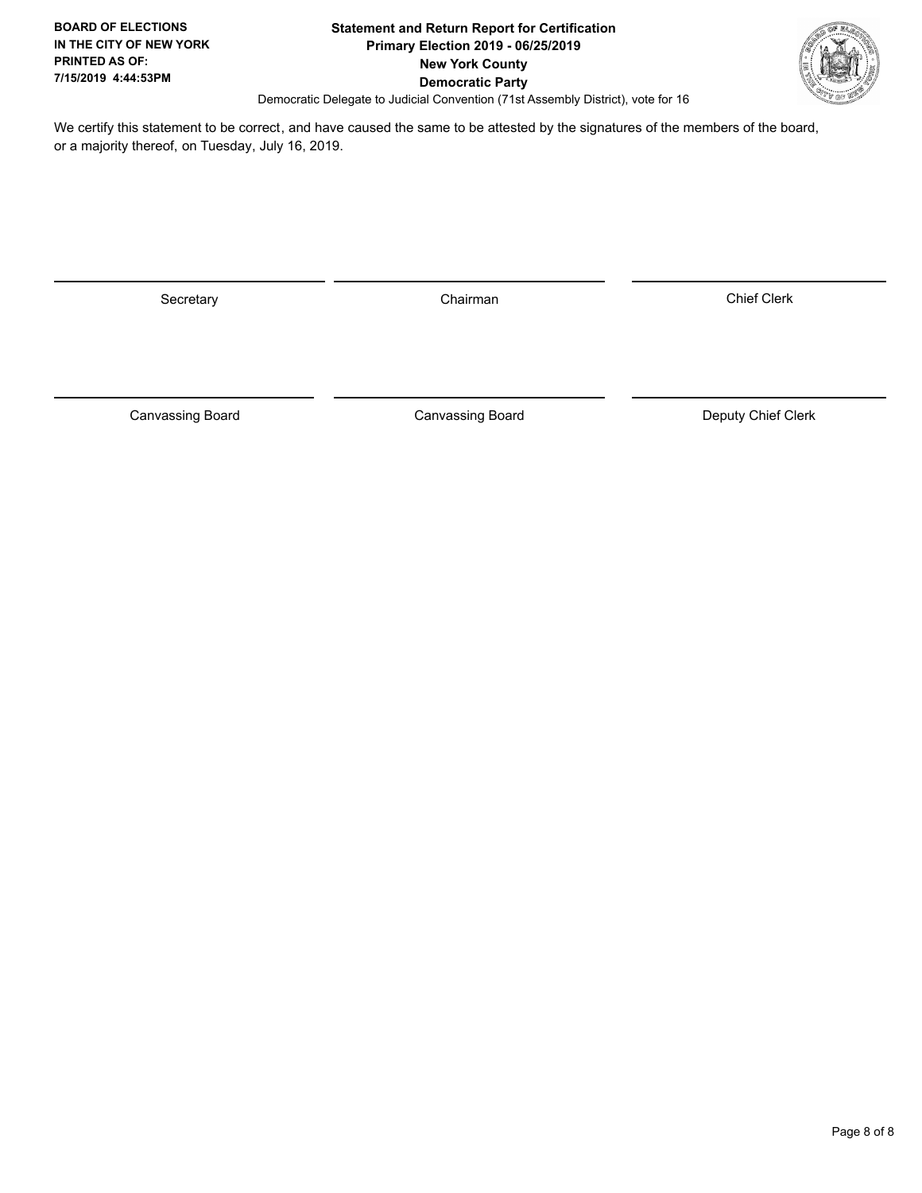We certify this statement to be correct, and have caused the same to be attested by the signatures of the members of the board, or a majority thereof, on Tuesday, July 16, 2019.

| | | |
|---|---|---|
| Secretary | Chairman | Chief Clerk |
| Canvassing Board | Canvassing Board | Deputy Chief Clerk |